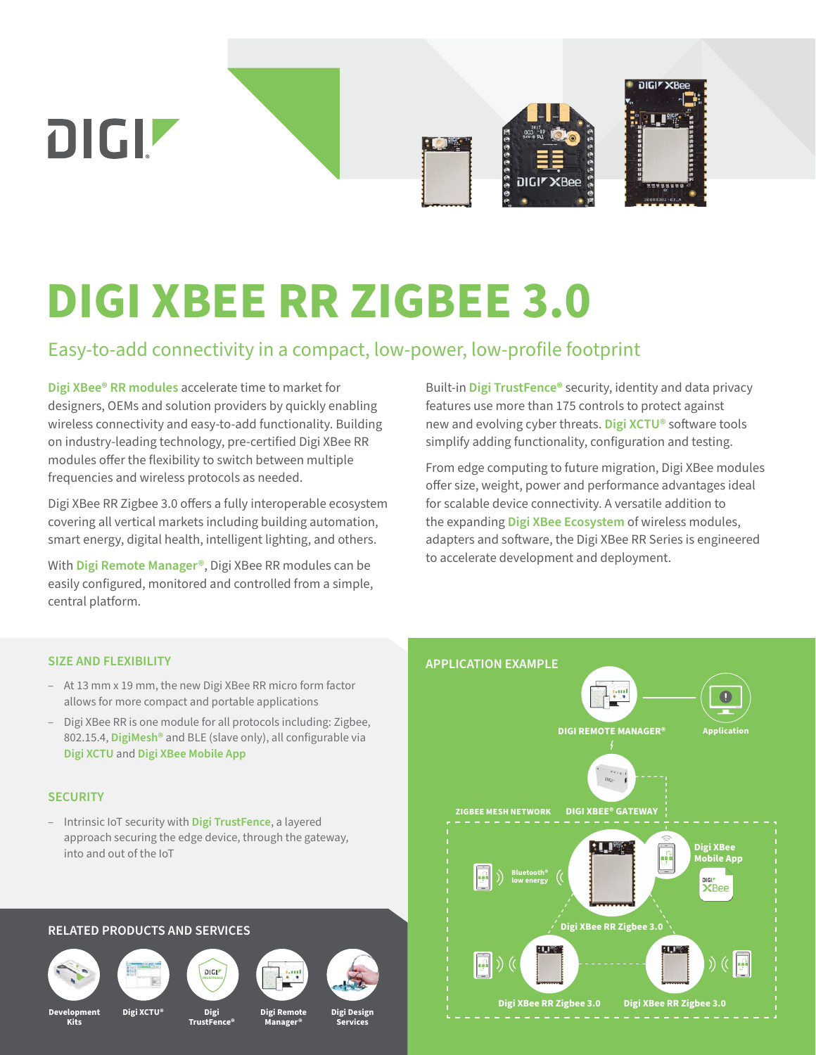# DIGI XBEE RR ZIGBEE 3.0

## Easy-to-add connectivity in a compact, low-power, low-profile footprint

Digi XBee® RR modules accelerate time to market for designers, OEMs and solution providers by quickly enabling wireless connectivity and easy-to-add functionality. Building on industry-leading technology, pre-certified Digi XBee RR modules offer the flexibility to switch between multiple frequencies and wireless protocols as needed.

Digi XBee RR Zigbee 3.0 offers a fully interoperable ecosystem covering all vertical markets including building automation, smart energy, digital health, intelligent lighting, and others.

With Digi Remote Manager®, Digi XBee RR modules can be easily configured, monitored and controlled from a simple, central platform.

Built-in Digi TrustFence® security, identity and data privacy features use more than 175 controls to protect against new and evolving cyber threats. Digi XCTU® software tools simplify adding functionality, configuration and testing.

From edge computing to future migration, Digi XBee modules offer size, weight, power and performance advantages ideal for scalable device connectivity. A versatile addition to the expanding Digi XBee Ecosystem of wireless modules, adapters and software, the Digi XBee RR Series is engineered to accelerate development and deployment.

### SIZE AND FLEXIBILITY

- At 13 mm x 19 mm, the new Digi XBee RR micro form factor allows for more compact and portable applications
- Digi XBee RR is one module for all protocols including: Zigbee, 802.15.4, DigiMesh® and BLE (slave only), all configurable via Digi XCTU and Digi XBee Mobile App

### SECURITY

- Intrinsic IoT security with Digi TrustFence, a layered approach securing the edge device, through the gateway, into and out of the IoT

### RELATED PRODUCTS AND SERVICES

Development Kits | Digi XCTU® | Digi TrustFence® | Digi Remote Manager® | Digi Design Services

### APPLICATION EXAMPLE

DIGI REMOTE MANAGER® — Application

DIGI XBEE® GATEWAY

ZIGBEE MESH NETWORK

Digi XBee RR Zigbee 3.0 — Bluetooth® low energy — Digi XBee Mobile App

Digi XBee RR Zigbee 3.0 — Digi XBee RR Zigbee 3.0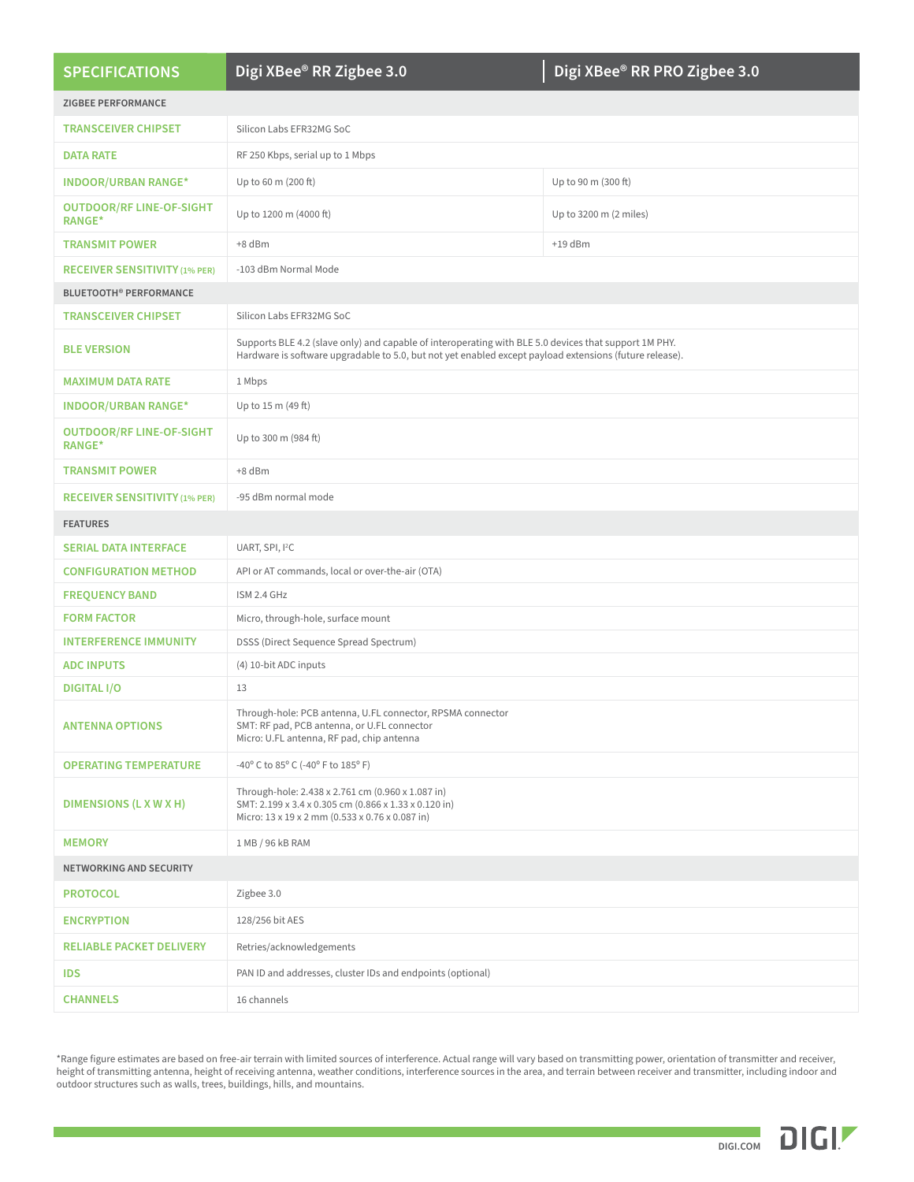| SPECIFICATIONS | Digi XBee® RR Zigbee 3.0 | Digi XBee® RR PRO Zigbee 3.0 |
|---|---|---|
| **ZIGBEE PERFORMANCE** | | |
| TRANSCEIVER CHIPSET | Silicon Labs EFR32MG SoC | |
| DATA RATE | RF 250 Kbps, serial up to 1 Mbps | |
| INDOOR/URBAN RANGE* | Up to 60 m (200 ft) | Up to 90 m (300 ft) |
| OUTDOOR/RF LINE-OF-SIGHT RANGE* | Up to 1200 m (4000 ft) | Up to 3200 m (2 miles) |
| TRANSMIT POWER | +8 dBm | +19 dBm |
| RECEIVER SENSITIVITY (1% PER) | -103 dBm Normal Mode | |
| **BLUETOOTH® PERFORMANCE** | | |
| TRANSCEIVER CHIPSET | Silicon Labs EFR32MG SoC | |
| BLE VERSION | Supports BLE 4.2 (slave only) and capable of interoperating with BLE 5.0 devices that support 1M PHY. Hardware is software upgradable to 5.0, but not yet enabled except payload extensions (future release). | |
| MAXIMUM DATA RATE | 1 Mbps | |
| INDOOR/URBAN RANGE* | Up to 15 m (49 ft) | |
| OUTDOOR/RF LINE-OF-SIGHT RANGE* | Up to 300 m (984 ft) | |
| TRANSMIT POWER | +8 dBm | |
| RECEIVER SENSITIVITY (1% PER) | -95 dBm normal mode | |
| **FEATURES** | | |
| SERIAL DATA INTERFACE | UART, SPI, I²C | |
| CONFIGURATION METHOD | API or AT commands, local or over-the-air (OTA) | |
| FREQUENCY BAND | ISM 2.4 GHz | |
| FORM FACTOR | Micro, through-hole, surface mount | |
| INTERFERENCE IMMUNITY | DSSS (Direct Sequence Spread Spectrum) | |
| ADC INPUTS | (4) 10-bit ADC inputs | |
| DIGITAL I/O | 13 | |
| ANTENNA OPTIONS | Through-hole: PCB antenna, U.FL connector, RPSMA connector<br>SMT: RF pad, PCB antenna, or U.FL connector<br>Micro: U.FL antenna, RF pad, chip antenna | |
| OPERATING TEMPERATURE | -40° C to 85° C (-40° F to 185° F) | |
| DIMENSIONS (L X W X H) | Through-hole: 2.438 x 2.761 cm (0.960 x 1.087 in)<br>SMT: 2.199 x 3.4 x 0.305 cm (0.866 x 1.33 x 0.120 in)<br>Micro: 13 x 19 x 2 mm (0.533 x 0.76 x 0.087 in) | |
| MEMORY | 1 MB / 96 kB RAM | |
| **NETWORKING AND SECURITY** | | |
| PROTOCOL | Zigbee 3.0 | |
| ENCRYPTION | 128/256 bit AES | |
| RELIABLE PACKET DELIVERY | Retries/acknowledgements | |
| IDS | PAN ID and addresses, cluster IDs and endpoints (optional) | |
| CHANNELS | 16 channels | |

*Range figure estimates are based on free-air terrain with limited sources of interference. Actual range will vary based on transmitting power, orientation of transmitter and receiver, height of transmitting antenna, height of receiving antenna, weather conditions, interference sources in the area, and terrain between receiver and transmitter, including indoor and outdoor structures such as walls, trees, buildings, hills, and mountains.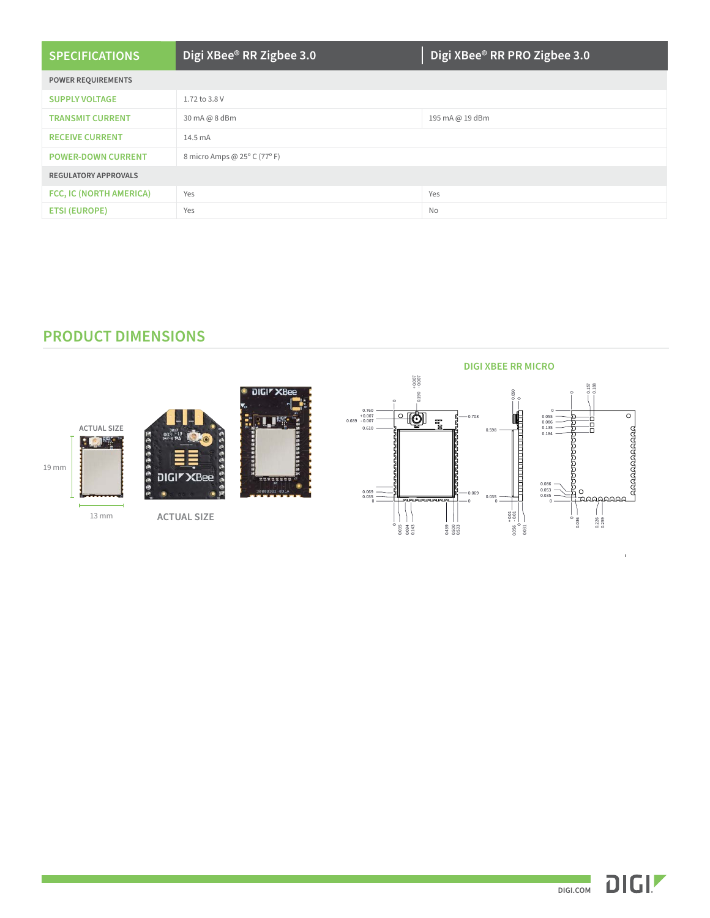| SPECIFICATIONS | Digi XBee® RR Zigbee 3.0 | Digi XBee® RR PRO Zigbee 3.0 |
|---|---|---|
| **POWER REQUIREMENTS** | | |
| SUPPLY VOLTAGE | 1.72 to 3.8 V | |
| TRANSMIT CURRENT | 30 mA @ 8 dBm | 195 mA @ 19 dBm |
| RECEIVE CURRENT | 14.5 mA | |
| POWER-DOWN CURRENT | 8 micro Amps @ 25° C (77° F) | |
| **REGULATORY APPROVALS** | | |
| FCC, IC (NORTH AMERICA) | Yes | Yes |
| ETSI (EUROPE) | Yes | No |

## PRODUCT DIMENSIONS

ACTUAL SIZE

19 mm

13 mm

ACTUAL SIZE

### DIGI XBEE RR MICRO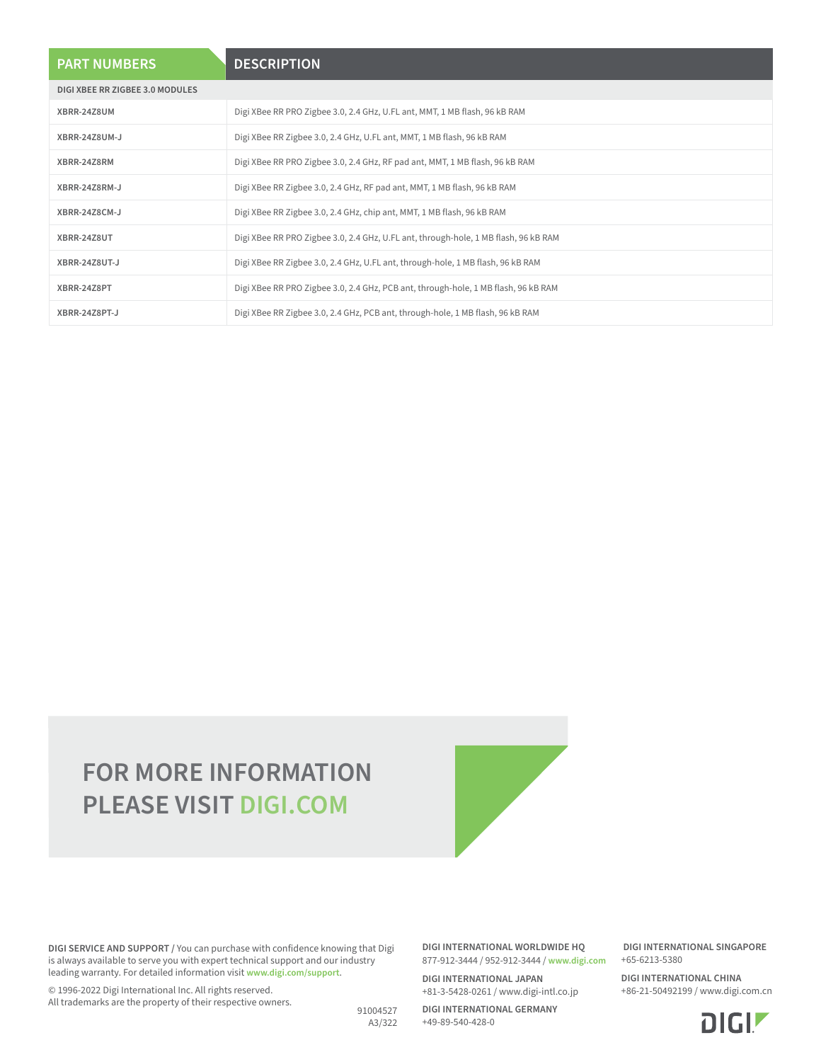| PART NUMBERS | DESCRIPTION |
|---|---|
| **DIGI XBEE RR ZIGBEE 3.0 MODULES** | |
| XBRR-24Z8UM | Digi XBee RR PRO Zigbee 3.0, 2.4 GHz, U.FL ant, MMT, 1 MB flash, 96 kB RAM |
| XBRR-24Z8UM-J | Digi XBee RR Zigbee 3.0, 2.4 GHz, U.FL ant, MMT, 1 MB flash, 96 kB RAM |
| XBRR-24Z8RM | Digi XBee RR PRO Zigbee 3.0, 2.4 GHz, RF pad ant, MMT, 1 MB flash, 96 kB RAM |
| XBRR-24Z8RM-J | Digi XBee RR Zigbee 3.0, 2.4 GHz, RF pad ant, MMT, 1 MB flash, 96 kB RAM |
| XBRR-24Z8CM-J | Digi XBee RR Zigbee 3.0, 2.4 GHz, chip ant, MMT, 1 MB flash, 96 kB RAM |
| XBRR-24Z8UT | Digi XBee RR PRO Zigbee 3.0, 2.4 GHz, U.FL ant, through-hole, 1 MB flash, 96 kB RAM |
| XBRR-24Z8UT-J | Digi XBee RR Zigbee 3.0, 2.4 GHz, U.FL ant, through-hole, 1 MB flash, 96 kB RAM |
| XBRR-24Z8PT | Digi XBee RR PRO Zigbee 3.0, 2.4 GHz, PCB ant, through-hole, 1 MB flash, 96 kB RAM |
| XBRR-24Z8PT-J | Digi XBee RR Zigbee 3.0, 2.4 GHz, PCB ant, through-hole, 1 MB flash, 96 kB RAM |

## FOR MORE INFORMATION PLEASE VISIT DIGI.COM

**DIGI SERVICE AND SUPPORT /** You can purchase with confidence knowing that Digi is always available to serve you with expert technical support and our industry leading warranty. For detailed information visit **www.digi.com/support**.

© 1996-2022 Digi International Inc. All rights reserved.
All trademarks are the property of their respective owners.

91004527
A3/322

**DIGI INTERNATIONAL WORLDWIDE HQ**
877-912-3444 / 952-912-3444 / **www.digi.com**

**DIGI INTERNATIONAL JAPAN**
+81-3-5428-0261 / www.digi-intl.co.jp

**DIGI INTERNATIONAL GERMANY**
+49-89-540-428-0

**DIGI INTERNATIONAL SINGAPORE**
+65-6213-5380

**DIGI INTERNATIONAL CHINA**
+86-21-50492199 / www.digi.com.cn